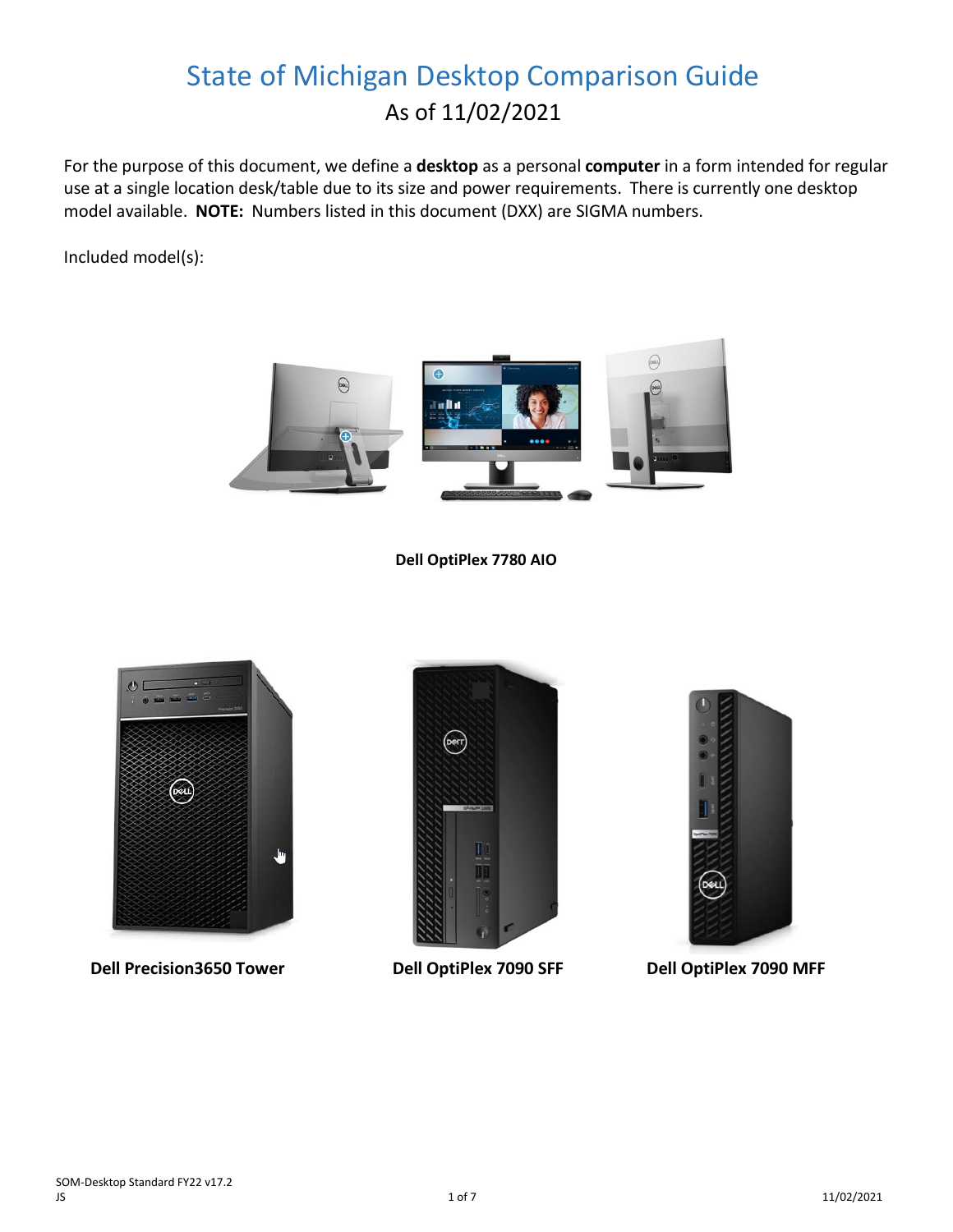# State of Michigan Desktop Comparison Guide

As of 11/02/2021

For the purpose of this document, we define a **desktop** as a personal **computer** in a form intended for regular use at a single location desk/table due to its size and power requirements. There is currently one desktop model available. **NOTE:** Numbers listed in this document (DXX) are SIGMA numbers.

Included model(s):

**Dell OptiPlex 7780 AIO**

**Dell Precision3650 Tower**

**Dell OptiPlex 7090 SFF**

**Dell OptiPlex 7090 MFF**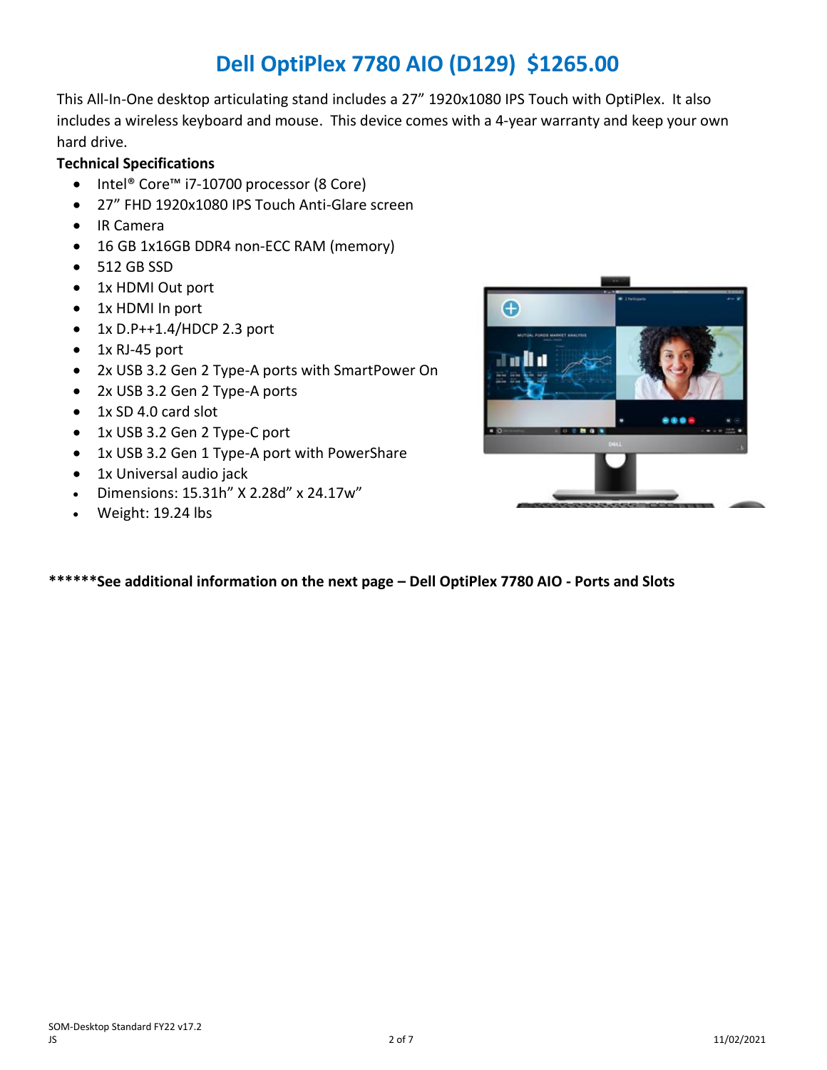# Dell OptiPlex 7780 AIO (D129) $1265.00

This All-In-One desktop articulating stand includes a 27" 1920x1080 IPS Touch with OptiPlex. It also includes a wireless keyboard and mouse. This device comes with a 4-year warranty and keep your own hard drive.

**Technical Specifications**

- Intel® Core™ i7-10700 processor (8 Core)
- 27" FHD 1920x1080 IPS Touch Anti-Glare screen
- IR Camera
- 16 GB 1x16GB DDR4 non-ECC RAM (memory)
- 512 GB SSD
- 1x HDMI Out port
- 1x HDMI In port
- 1x D.P++1.4/HDCP 2.3 port
- 1x RJ-45 port
- 2x USB 3.2 Gen 2 Type-A ports with SmartPower On
- 2x USB 3.2 Gen 2 Type-A ports
- 1x SD 4.0 card slot
- 1x USB 3.2 Gen 2 Type-C port
- 1x USB 3.2 Gen 1 Type-A port with PowerShare
- 1x Universal audio jack
- Dimensions: 15.31h" X 2.28d" x 24.17w"
- Weight: 19.24 lbs

********See additional information on the next page – Dell OptiPlex 7780 AIO - Ports and Slots**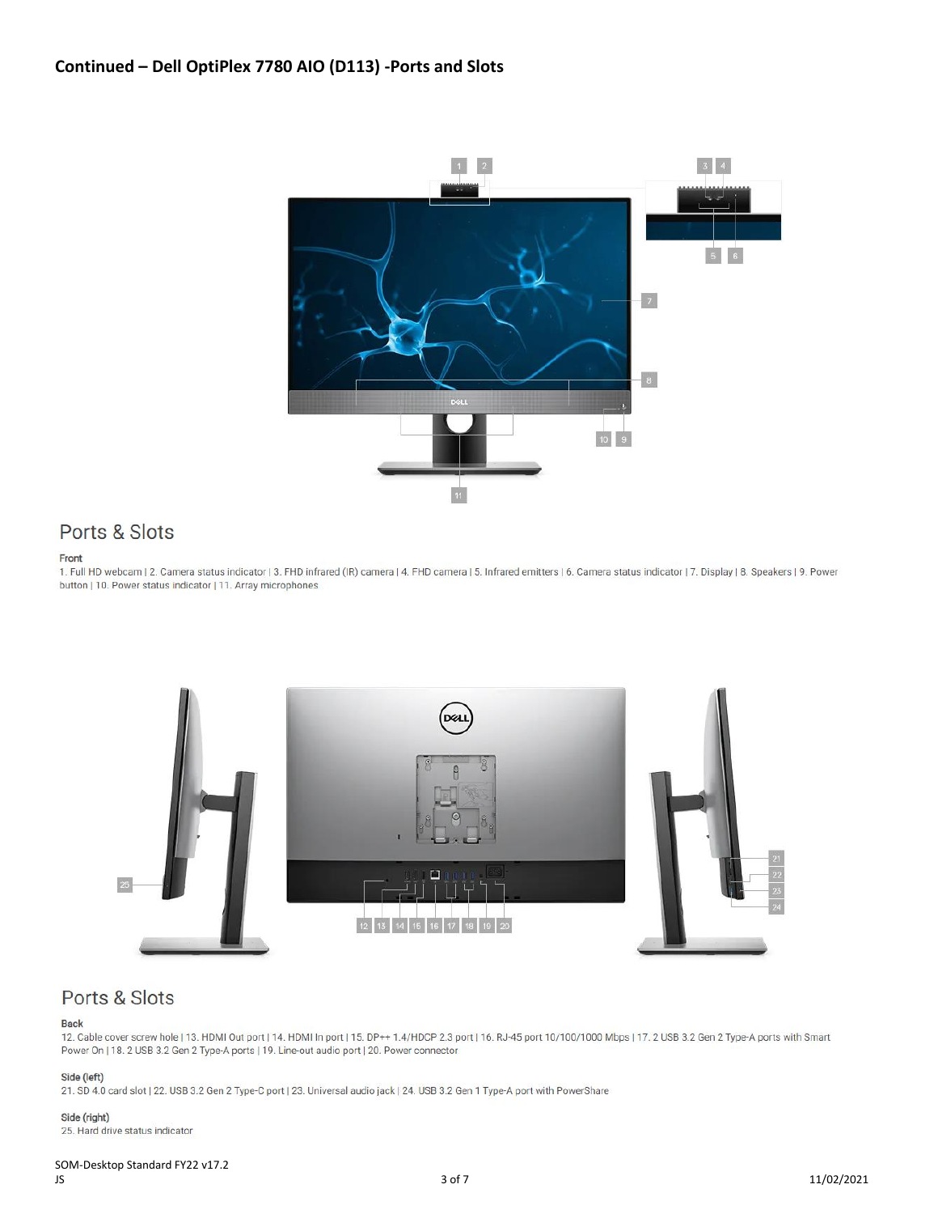## Continued – Dell OptiPlex 7780 AIO (D113) -Ports and Slots

### Ports & Slots

**Front**

1. Full HD webcam | 2. Camera status indicator | 3. FHD infrared (IR) camera | 4. FHD camera | 5. Infrared emitters | 6. Camera status indicator | 7. Display | 8. Speakers | 9. Power button | 10. Power status indicator | 11. Array microphones

### Ports & Slots

**Back**

12. Cable cover screw hole | 13. HDMI Out port | 14. HDMI In port | 15. DP++ 1.4/HDCP 2.3 port | 16. RJ-45 port 10/100/1000 Mbps | 17. 2 USB 3.2 Gen 2 Type-A ports with Smart Power On | 18. 2 USB 3.2 Gen 2 Type-A ports | 19. Line-out audio port | 20. Power connector

**Side (left)**

21. SD 4.0 card slot | 22. USB 3.2 Gen 2 Type-C port | 23. Universal audio jack | 24. USB 3.2 Gen 1 Type-A port with PowerShare

**Side (right)**

25. Hard drive status indicator

SOM-Desktop Standard FY22 v17.2
JS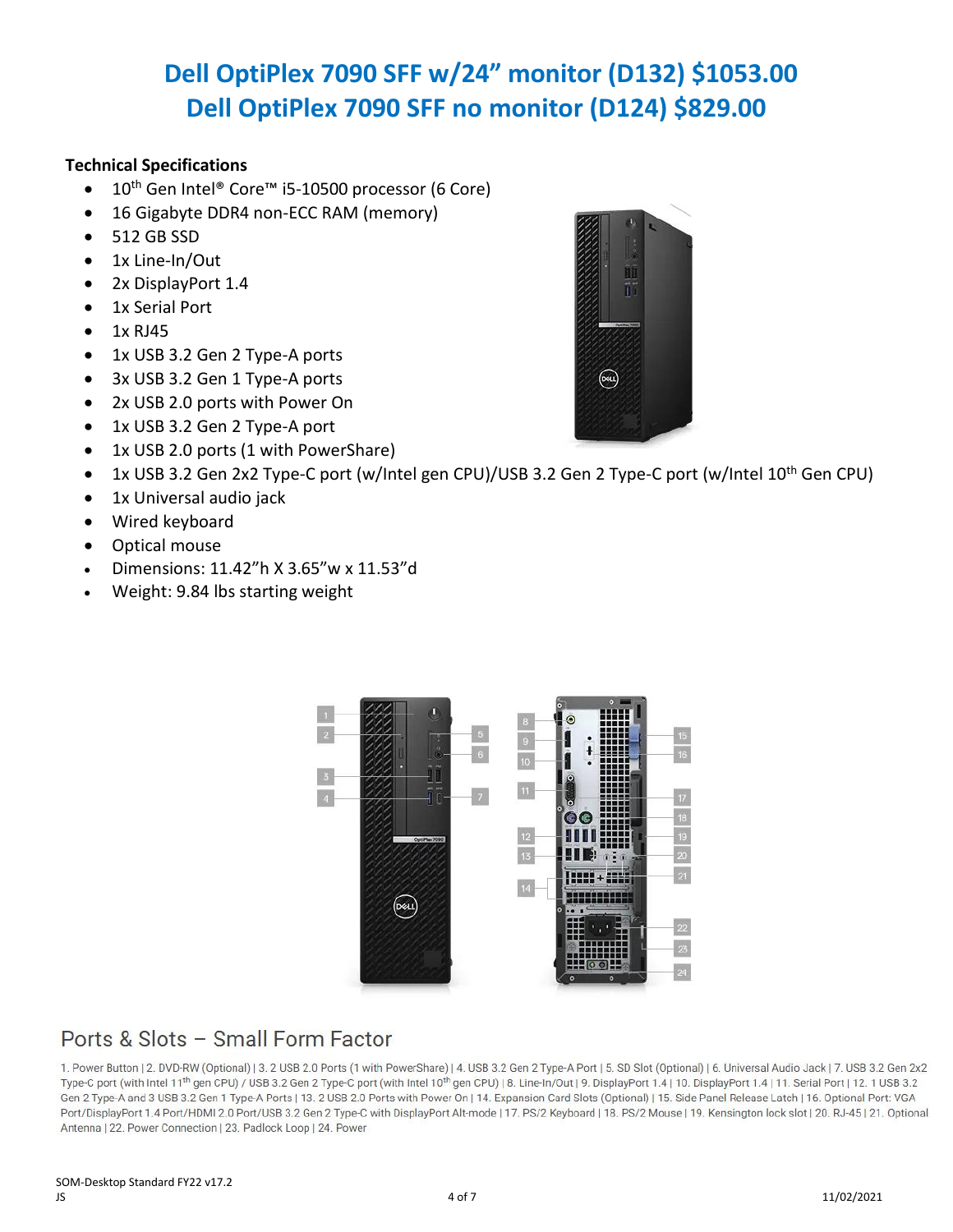# Dell OptiPlex 7090 SFF w/24" monitor (D132) $1053.00
# Dell OptiPlex 7090 SFF no monitor (D124) $829.00

**Technical Specifications**

- 10th Gen Intel® Core™ i5-10500 processor (6 Core)
- 16 Gigabyte DDR4 non-ECC RAM (memory)
- 512 GB SSD
- 1x Line-In/Out
- 2x DisplayPort 1.4
- 1x Serial Port
- 1x RJ45
- 1x USB 3.2 Gen 2 Type-A ports
- 3x USB 3.2 Gen 1 Type-A ports
- 2x USB 2.0 ports with Power On
- 1x USB 3.2 Gen 2 Type-A port
- 1x USB 2.0 ports (1 with PowerShare)
- 1x USB 3.2 Gen 2x2 Type-C port (w/Intel gen CPU)/USB 3.2 Gen 2 Type-C port (w/Intel 10th Gen CPU)
- 1x Universal audio jack
- Wired keyboard
- Optical mouse
- Dimensions: 11.42"h X 3.65"w x 11.53"d
- Weight: 9.84 lbs starting weight

## Ports & Slots – Small Form Factor

1. Power Button | 2. DVD-RW (Optional) | 3. 2 USB 2.0 Ports (1 with PowerShare) | 4. USB 3.2 Gen 2 Type-A Port | 5. SD Slot (Optional) | 6. Universal Audio Jack | 7. USB 3.2 Gen 2x2 Type-C port (with Intel 11th gen CPU) / USB 3.2 Gen 2 Type-C port (with Intel 10th gen CPU) | 8. Line-In/Out | 9. DisplayPort 1.4 | 10. DisplayPort 1.4 | 11. Serial Port | 12. 1 USB 3.2 Gen 2 Type-A and 3 USB 3.2 Gen 1 Type-A Ports | 13. 2 USB 2.0 Ports with Power On | 14. Expansion Card Slots (Optional) | 15. Side Panel Release Latch | 16. Optional Port: VGA Port/DisplayPort 1.4 Port/HDMI 2.0 Port/USB 3.2 Gen 2 Type-C with DisplayPort Alt-mode | 17. PS/2 Keyboard | 18. PS/2 Mouse | 19. Kensington lock slot | 20. RJ-45 | 21. Optional Antenna | 22. Power Connection | 23. Padlock Loop | 24. Power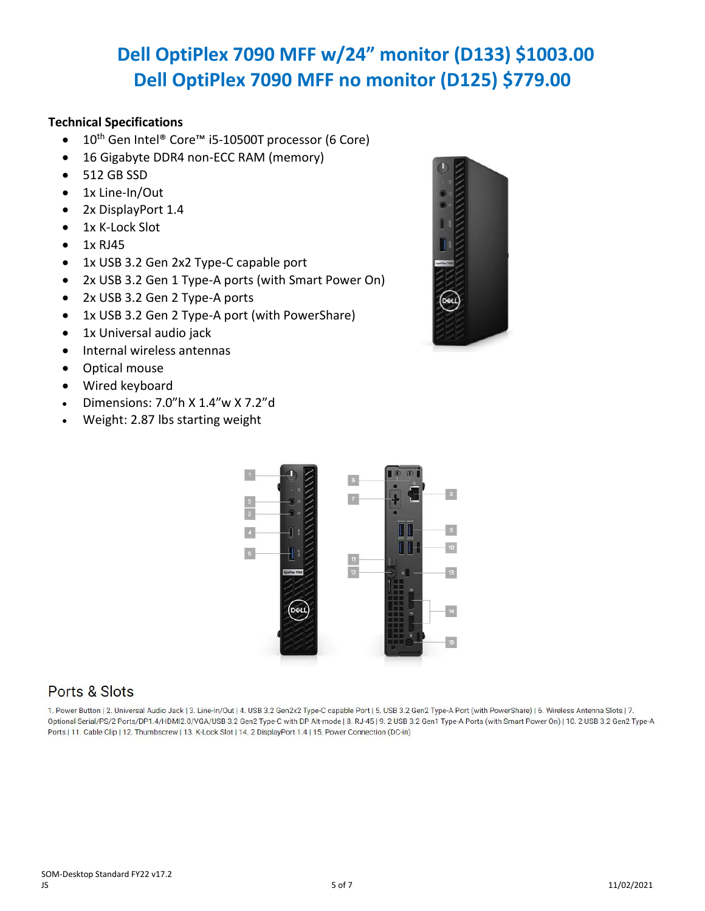# Dell OptiPlex 7090 MFF w/24" monitor (D133) $1003.00
# Dell OptiPlex 7090 MFF no monitor (D125) $779.00

**Technical Specifications**

- 10th Gen Intel® Core™ i5-10500T processor (6 Core)
- 16 Gigabyte DDR4 non-ECC RAM (memory)
- 512 GB SSD
- 1x Line-In/Out
- 2x DisplayPort 1.4
- 1x K-Lock Slot
- 1x RJ45
- 1x USB 3.2 Gen 2x2 Type-C capable port
- 2x USB 3.2 Gen 1 Type-A ports (with Smart Power On)
- 2x USB 3.2 Gen 2 Type-A ports
- 1x USB 3.2 Gen 2 Type-A port (with PowerShare)
- 1x Universal audio jack
- Internal wireless antennas
- Optical mouse
- Wired keyboard
- Dimensions: 7.0"h X 1.4"w X 7.2"d
- Weight: 2.87 lbs starting weight

## Ports & Slots

1. Power Button | 2. Universal Audio Jack | 3. Line-In/Out | 4. USB 3.2 Gen2x2 Type-C capable Port | 5. USB 3.2 Gen2 Type-A Port (with PowerShare) | 6. Wireless Antenna Slots | 7. Optional Serial/PS/2 Ports/DP1.4/HDMI2.0/VGA/USB 3.2 Gen2 Type-C with DP Alt-mode | 8. RJ-45 | 9. 2 USB 3.2 Gen1 Type-A Ports (with Smart Power On) | 10. 2 USB 3.2 Gen2 Type-A Ports | 11. Cable Clip | 12. Thumbscrew | 13. K-Lock Slot | 14. 2 DisplayPort 1.4 | 15. Power Connection (DC-in)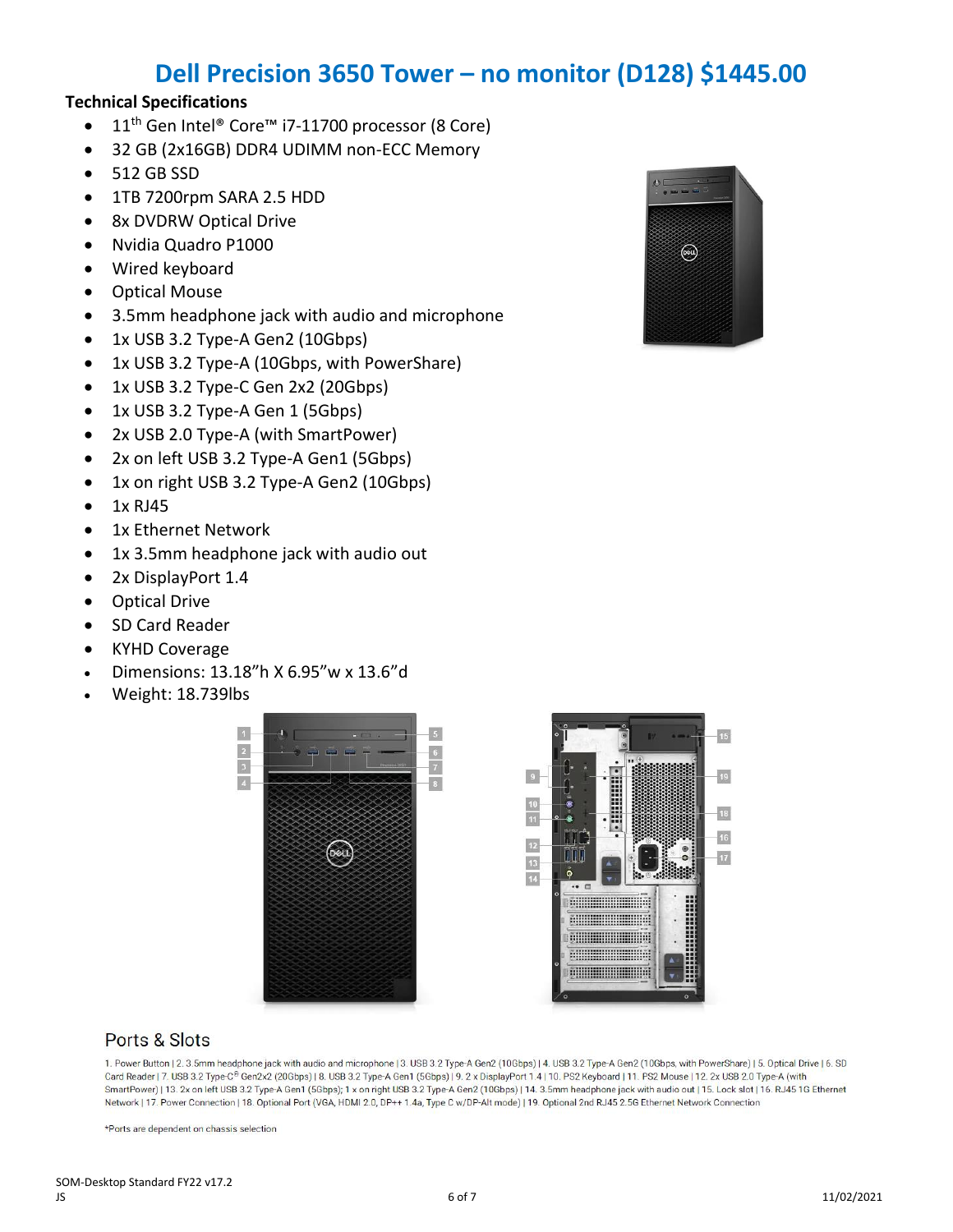# Dell Precision 3650 Tower – no monitor (D128) $1445.00

**Technical Specifications**

- 11th Gen Intel® Core™ i7-11700 processor (8 Core)
- 32 GB (2x16GB) DDR4 UDIMM non-ECC Memory
- 512 GB SSD
- 1TB 7200rpm SARA 2.5 HDD
- 8x DVDRW Optical Drive
- Nvidia Quadro P1000
- Wired keyboard
- Optical Mouse
- 3.5mm headphone jack with audio and microphone
- 1x USB 3.2 Type-A Gen2 (10Gbps)
- 1x USB 3.2 Type-A (10Gbps, with PowerShare)
- 1x USB 3.2 Type-C Gen 2x2 (20Gbps)
- 1x USB 3.2 Type-A Gen 1 (5Gbps)
- 2x USB 2.0 Type-A (with SmartPower)
- 2x on left USB 3.2 Type-A Gen1 (5Gbps)
- 1x on right USB 3.2 Type-A Gen2 (10Gbps)
- 1x RJ45
- 1x Ethernet Network
- 1x 3.5mm headphone jack with audio out
- 2x DisplayPort 1.4
- Optical Drive
- SD Card Reader
- KYHD Coverage
- Dimensions: 13.18"h X 6.95"w x 13.6"d
- Weight: 18.739lbs

## Ports & Slots

1. Power Button | 2. 3.5mm headphone jack with audio and microphone | 3. USB 3.2 Type-A Gen2 (10Gbps) | 4. USB 3.2 Type-A Gen2 (10Gbps, with PowerShare) | 5. Optical Drive | 6. SD Card Reader | 7. USB 3.2 Type-C® Gen2x2 (20Gbps) | 8. USB 3.2 Type-A Gen1 (5Gbps) | 9. 2 x DisplayPort 1.4 | 10. PS2 Keyboard | 11. PS2 Mouse | 12. 2x USB 2.0 Type-A (with SmartPower) | 13. 2x on left USB 3.2 Type-A Gen1 (5Gbps); 1 x on right USB 3.2 Type-A Gen2 (10Gbps) | 14. 3.5mm headphone jack with audio out | 15. Lock slot | 16. RJ45 1G Ethernet Network | 17. Power Connection | 18. Optional Port (VGA, HDMI 2.0, DP++ 1.4a, Type C w/DP-Alt mode) | 19. Optional 2nd RJ45 2.5G Ethernet Network Connection

*Ports are dependent on chassis selection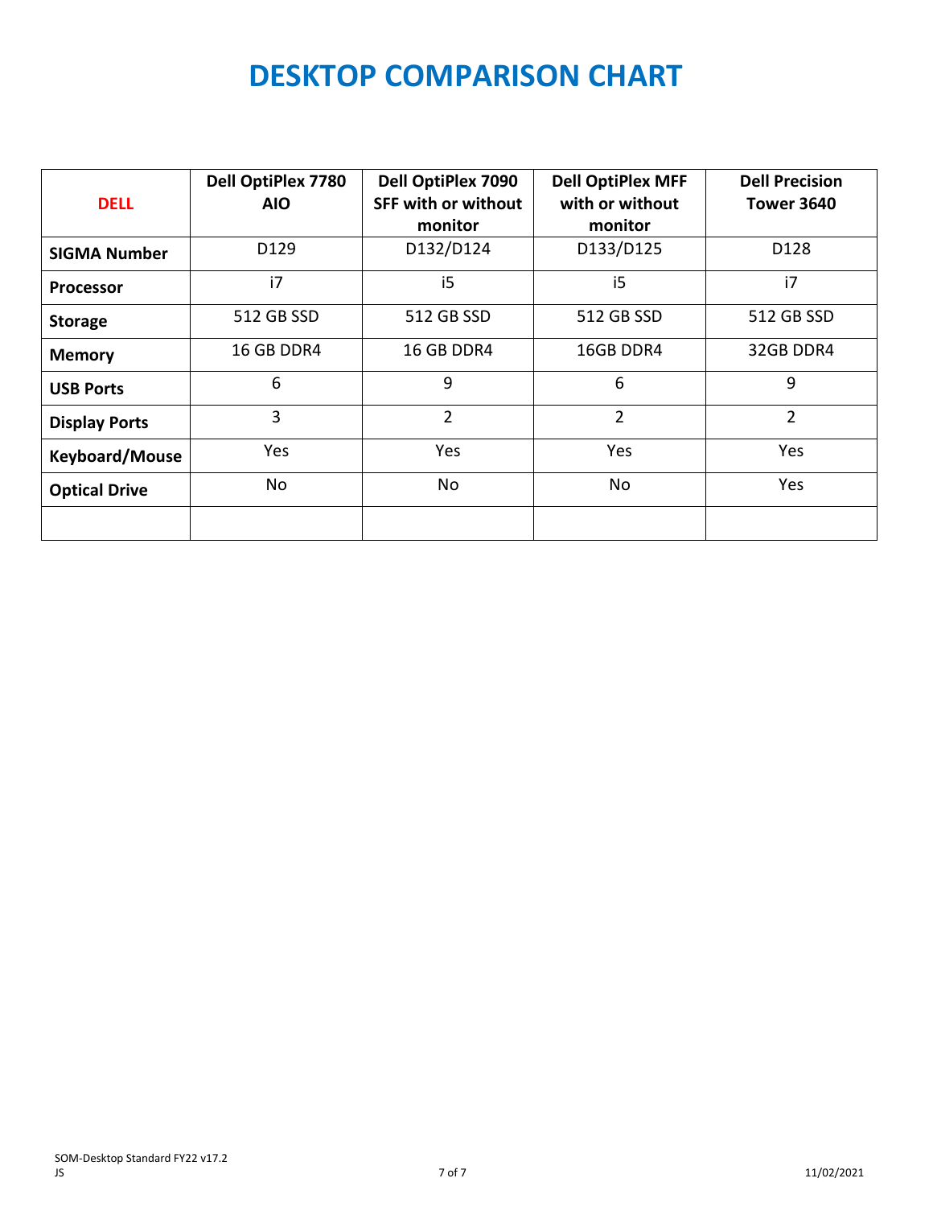# DESKTOP COMPARISON CHART

| DELL | Dell OptiPlex 7780 AIO | Dell OptiPlex 7090 SFF with or without monitor | Dell OptiPlex MFF with or without monitor | Dell Precision Tower 3640 |
|---|---|---|---|---|
| **SIGMA Number** | D129 | D132/D124 | D133/D125 | D128 |
| **Processor** | i7 | i5 | i5 | i7 |
| **Storage** | 512 GB SSD | 512 GB SSD | 512 GB SSD | 512 GB SSD |
| **Memory** | 16 GB DDR4 | 16 GB DDR4 | 16GB DDR4 | 32GB DDR4 |
| **USB Ports** | 6 | 9 | 6 | 9 |
| **Display Ports** | 3 | 2 | 2 | 2 |
| **Keyboard/Mouse** | Yes | Yes | Yes | Yes |
| **Optical Drive** | No | No | No | Yes |
| | | | | |